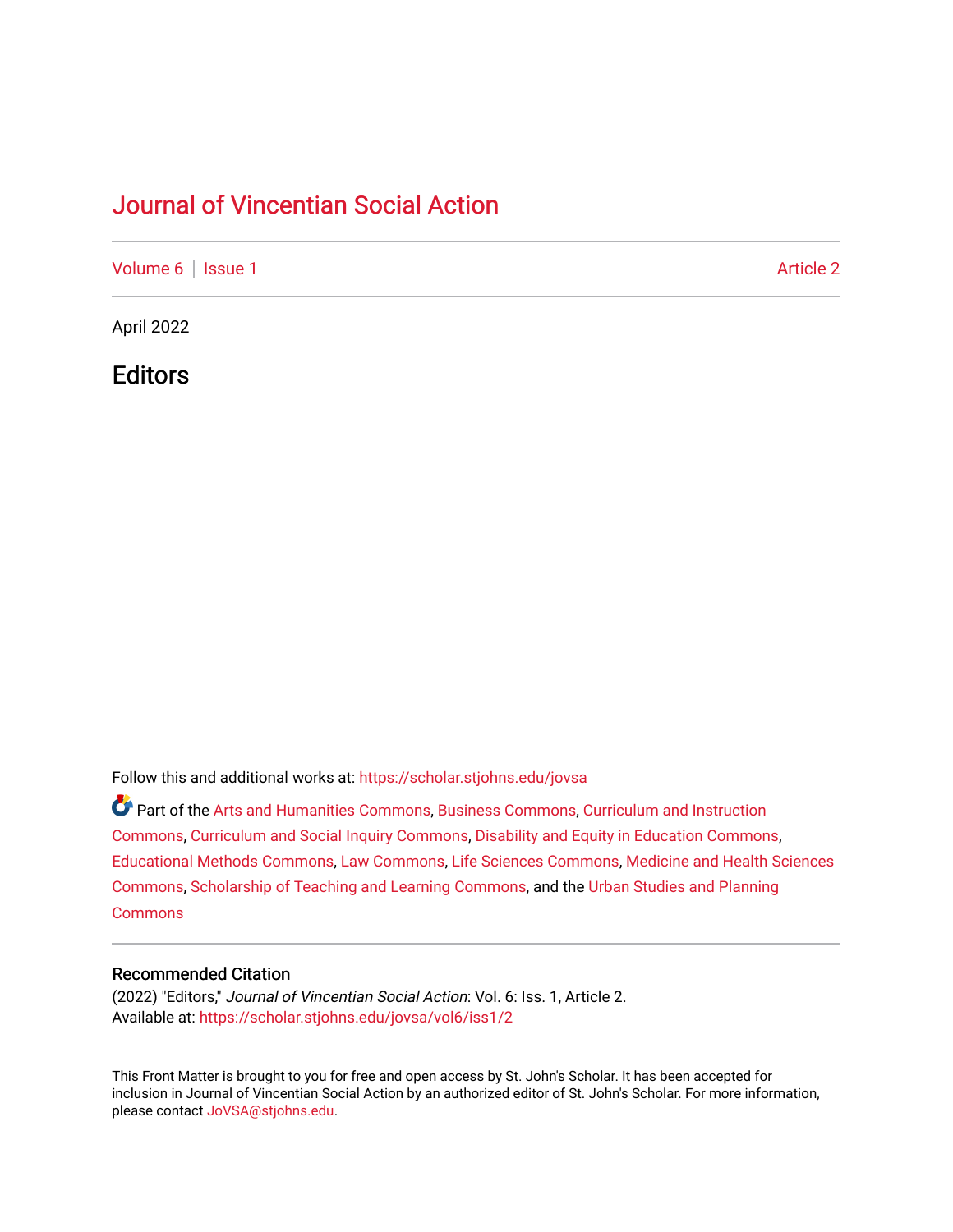# Journal of Vincentian Social Action

Volume 6 | Issue 1 Article 2

April 2022

## Editors

Follow this and additional works at: https://scholar.stjohns.edu/jovsa

Part of the Arts and Humanities Commons, Business Commons, Curriculum and Instruction Commons, Curriculum and Social Inquiry Commons, Disability and Equity in Education Commons, Educational Methods Commons, Law Commons, Life Sciences Commons, Medicine and Health Sciences Commons, Scholarship of Teaching and Learning Commons, and the Urban Studies and Planning Commons

### Recommended Citation

(2022) "Editors," *Journal of Vincentian Social Action*: Vol. 6: Iss. 1, Article 2.
Available at: https://scholar.stjohns.edu/jovsa/vol6/iss1/2

This Front Matter is brought to you for free and open access by St. John's Scholar. It has been accepted for inclusion in Journal of Vincentian Social Action by an authorized editor of St. John's Scholar. For more information, please contact JoVSA@stjohns.edu.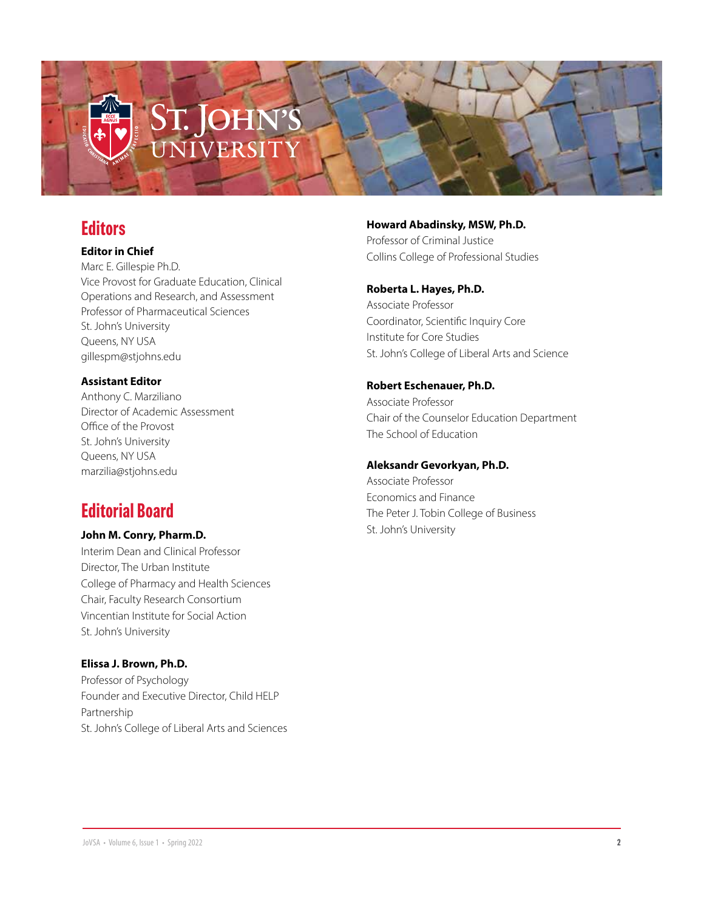## Editors

**Editor in Chief**
Marc E. Gillespie Ph.D.
Vice Provost for Graduate Education, Clinical Operations and Research, and Assessment
Professor of Pharmaceutical Sciences
St. John's University
Queens, NY USA
gillespm@stjohns.edu

**Assistant Editor**
Anthony C. Marziliano
Director of Academic Assessment
Office of the Provost
St. John's University
Queens, NY USA
marzilia@stjohns.edu

## Editorial Board

**John M. Conry, Pharm.D.**
Interim Dean and Clinical Professor
Director, The Urban Institute
College of Pharmacy and Health Sciences
Chair, Faculty Research Consortium
Vincentian Institute for Social Action
St. John's University

**Elissa J. Brown, Ph.D.**
Professor of Psychology
Founder and Executive Director, Child HELP Partnership
St. John's College of Liberal Arts and Sciences

**Howard Abadinsky, MSW, Ph.D.**
Professor of Criminal Justice
Collins College of Professional Studies

**Roberta L. Hayes, Ph.D.**
Associate Professor
Coordinator, Scientific Inquiry Core
Institute for Core Studies
St. John's College of Liberal Arts and Science

**Robert Eschenauer, Ph.D.**
Associate Professor
Chair of the Counselor Education Department
The School of Education

**Aleksandr Gevorkyan, Ph.D.**
Associate Professor
Economics and Finance
The Peter J. Tobin College of Business
St. John's University